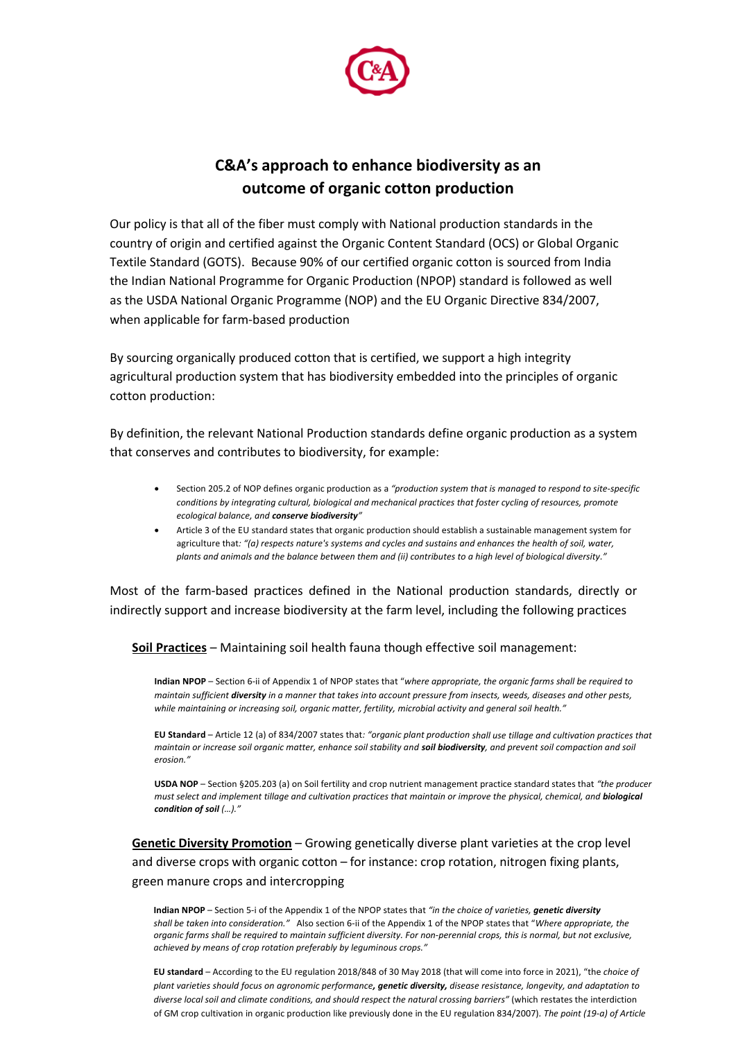# C&A's approach to enhance biodiversity as an outcome of organic cotton production

Our policy is that all of the fiber must comply with National production standards in the country of origin and certified against the Organic Content Standard (OCS) or Global Organic Textile Standard (GOTS). Because 90% of our certified organic cotton is sourced from India the Indian National Programme for Organic Production (NPOP) standard is followed as well as the USDA National Organic Programme (NOP) and the EU Organic Directive 834/2007, when applicable for farm-based production

By sourcing organically produced cotton that is certified, we support a high integrity agricultural production system that has biodiversity embedded into the principles of organic cotton production:

By definition, the relevant National Production standards define organic production as a system that conserves and contributes to biodiversity, for example:

- Section 205.2 of NOP defines organic production as a *"production system that is managed to respond to site-specific conditions by integrating cultural, biological and mechanical practices that foster cycling of resources, promote ecological balance, and **conserve biodiversity**"*
- Article 3 of the EU standard states that organic production should establish a sustainable management system for agriculture that: *"(a) respects nature's systems and cycles and sustains and enhances the health of soil, water, plants and animals and the balance between them and (ii) contributes to a high level of biological diversity."*

Most of the farm-based practices defined in the National production standards, directly or indirectly support and increase biodiversity at the farm level, including the following practices

**Soil Practices** – Maintaining soil health fauna though effective soil management:

**Indian NPOP** – Section 6-ii of Appendix 1 of NPOP states that "*where appropriate, the organic farms shall be required to maintain sufficient **diversity** in a manner that takes into account pressure from insects, weeds, diseases and other pests, while maintaining or increasing soil, organic matter, fertility, microbial activity and general soil health."*

**EU Standard** – Article 12 (a) of 834/2007 states that*: "organic plant production shall use tillage and cultivation practices that maintain or increase soil organic matter, enhance soil stability and **soil biodiversity**, and prevent soil compaction and soil erosion."*

**USDA NOP** – Section §205.203 (a) on Soil fertility and crop nutrient management practice standard states that *"the producer must select and implement tillage and cultivation practices that maintain or improve the physical, chemical, and **biological condition of soil** (…)."*

**Genetic Diversity Promotion** – Growing genetically diverse plant varieties at the crop level and diverse crops with organic cotton – for instance: crop rotation, nitrogen fixing plants, green manure crops and intercropping

**Indian NPOP** – Section 5-i of the Appendix 1 of the NPOP states that *"in the choice of varieties, **genetic diversity** shall be taken into consideration."* Also section 6-ii of the Appendix 1 of the NPOP states that "*Where appropriate, the organic farms shall be required to maintain sufficient diversity. For non-perennial crops, this is normal, but not exclusive, achieved by means of crop rotation preferably by leguminous crops."*

**EU standard** – According to the EU regulation 2018/848 of 30 May 2018 (that will come into force in 2021), "the *choice of plant varieties should focus on agronomic performance**, genetic diversity,** disease resistance, longevity, and adaptation to diverse local soil and climate conditions, and should respect the natural crossing barriers"* (which restates the interdiction of GM crop cultivation in organic production like previously done in the EU regulation 834/2007). *The point (19-a) of Article*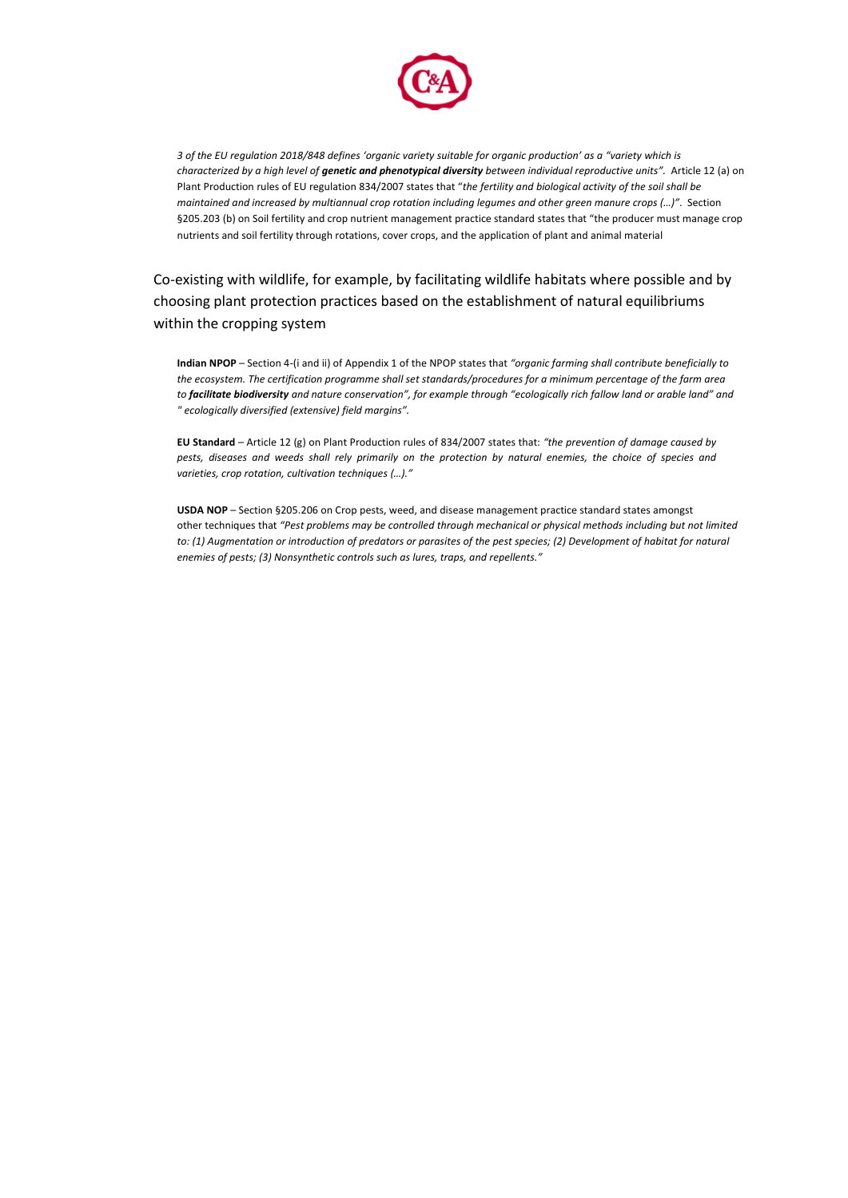*3 of the EU regulation 2018/848 defines 'organic variety suitable for organic production' as a "variety which is characterized by a high level of **genetic and phenotypical diversity** between individual reproductive units".* Article 12 (a) on Plant Production rules of EU regulation 834/2007 states that "*the fertility and biological activity of the soil shall be maintained and increased by multiannual crop rotation including legumes and other green manure crops (…)*". Section §205.203 (b) on Soil fertility and crop nutrient management practice standard states that "the producer must manage crop nutrients and soil fertility through rotations, cover crops, and the application of plant and animal material

Co-existing with wildlife, for example, by facilitating wildlife habitats where possible and by choosing plant protection practices based on the establishment of natural equilibriums within the cropping system

**Indian NPOP** – Section 4-(i and ii) of Appendix 1 of the NPOP states that *"organic farming shall contribute beneficially to the ecosystem. The certification programme shall set standards/procedures for a minimum percentage of the farm area to **facilitate biodiversity** and nature conservation", for example through "ecologically rich fallow land or arable land" and " ecologically diversified (extensive) field margins".*

**EU Standard** – Article 12 (g) on Plant Production rules of 834/2007 states that: *"the prevention of damage caused by pests, diseases and weeds shall rely primarily on the protection by natural enemies, the choice of species and varieties, crop rotation, cultivation techniques (…)."*

**USDA NOP** – Section §205.206 on Crop pests, weed, and disease management practice standard states amongst other techniques that *"Pest problems may be controlled through mechanical or physical methods including but not limited to: (1) Augmentation or introduction of predators or parasites of the pest species; (2) Development of habitat for natural enemies of pests; (3) Nonsynthetic controls such as lures, traps, and repellents."*